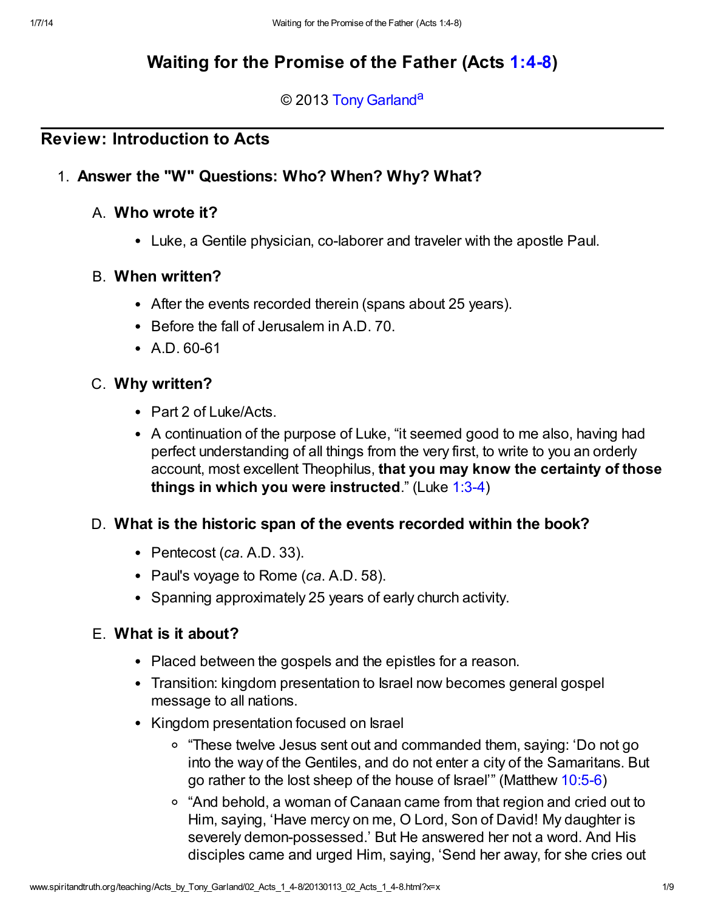# Waiting for the Promise of the Father (Acts 1:4-8)

© 2013 Tony Garland[a]

## Review: Introduction to Acts

1. **Answer the "W" Questions: Who? When? Why? What?**

   A. **Who wrote it?**

   - Luke, a Gentile physician, co-laborer and traveler with the apostle Paul.

   B. **When written?**

   - After the events recorded therein (spans about 25 years).
   - Before the fall of Jerusalem in A.D. 70.
   - A.D. 60-61

   C. **Why written?**

   - Part 2 of Luke/Acts.
   - A continuation of the purpose of Luke, "it seemed good to me also, having had perfect understanding of all things from the very first, to write to you an orderly account, most excellent Theophilus, **that you may know the certainty of those things in which you were instructed**." (Luke 1:3-4)

   D. **What is the historic span of the events recorded within the book?**

   - Pentecost (*ca*. A.D. 33).
   - Paul's voyage to Rome (*ca*. A.D. 58).
   - Spanning approximately 25 years of early church activity.

   E. **What is it about?**

   - Placed between the gospels and the epistles for a reason.
   - Transition: kingdom presentation to Israel now becomes general gospel message to all nations.
   - Kingdom presentation focused on Israel
     - "These twelve Jesus sent out and commanded them, saying: 'Do not go into the way of the Gentiles, and do not enter a city of the Samaritans. But go rather to the lost sheep of the house of Israel'" (Matthew 10:5-6)
     - "And behold, a woman of Canaan came from that region and cried out to Him, saying, 'Have mercy on me, O Lord, Son of David! My daughter is severely demon-possessed.' But He answered her not a word. And His disciples came and urged Him, saying, 'Send her away, for she cries out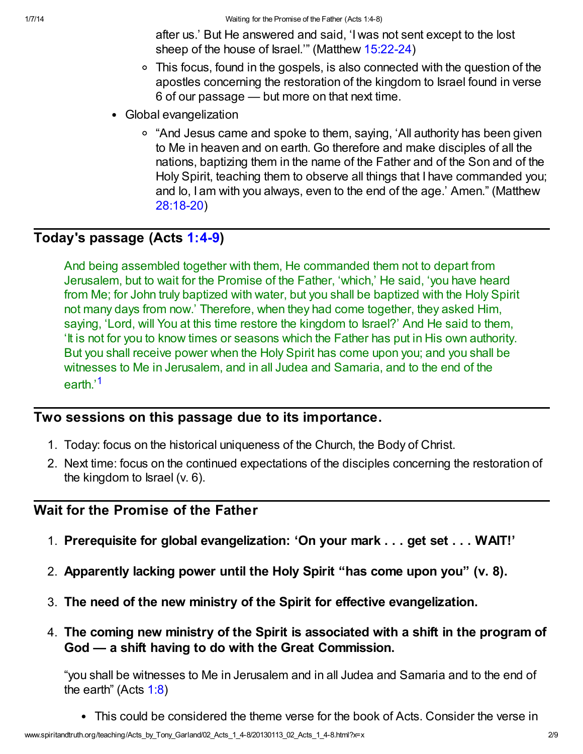after us.' But He answered and said, 'I was not sent except to the lost sheep of the house of Israel.'" (Matthew 15:22-24)

    - This focus, found in the gospels, is also connected with the question of the apostles concerning the restoration of the kingdom to Israel found in verse 6 of our passage — but more on that next time.

- Global evangelization
    - "And Jesus came and spoke to them, saying, 'All authority has been given to Me in heaven and on earth. Go therefore and make disciples of all the nations, baptizing them in the name of the Father and of the Son and of the Holy Spirit, teaching them to observe all things that I have commanded you; and lo, I am with you always, even to the end of the age.' Amen." (Matthew 28:18-20)

## Today's passage (Acts 1:4-9)

> And being assembled together with them, He commanded them not to depart from Jerusalem, but to wait for the Promise of the Father, 'which,' He said, 'you have heard from Me; for John truly baptized with water, but you shall be baptized with the Holy Spirit not many days from now.' Therefore, when they had come together, they asked Him, saying, 'Lord, will You at this time restore the kingdom to Israel?' And He said to them, 'It is not for you to know times or seasons which the Father has put in His own authority. But you shall receive power when the Holy Spirit has come upon you; and you shall be witnesses to Me in Jerusalem, and in all Judea and Samaria, and to the end of the earth.'[1]

## Two sessions on this passage due to its importance.

1. Today: focus on the historical uniqueness of the Church, the Body of Christ.
2. Next time: focus on the continued expectations of the disciples concerning the restoration of the kingdom to Israel (v. 6).

## Wait for the Promise of the Father

1. **Prerequisite for global evangelization: 'On your mark . . . get set . . . WAIT!'**
2. **Apparently lacking power until the Holy Spirit "has come upon you" (v. 8).**
3. **The need of the new ministry of the Spirit for effective evangelization.**
4. **The coming new ministry of the Spirit is associated with a shift in the program of God — a shift having to do with the Great Commission.**

    "you shall be witnesses to Me in Jerusalem and in all Judea and Samaria and to the end of the earth" (Acts 1:8)

    - This could be considered the theme verse for the book of Acts. Consider the verse in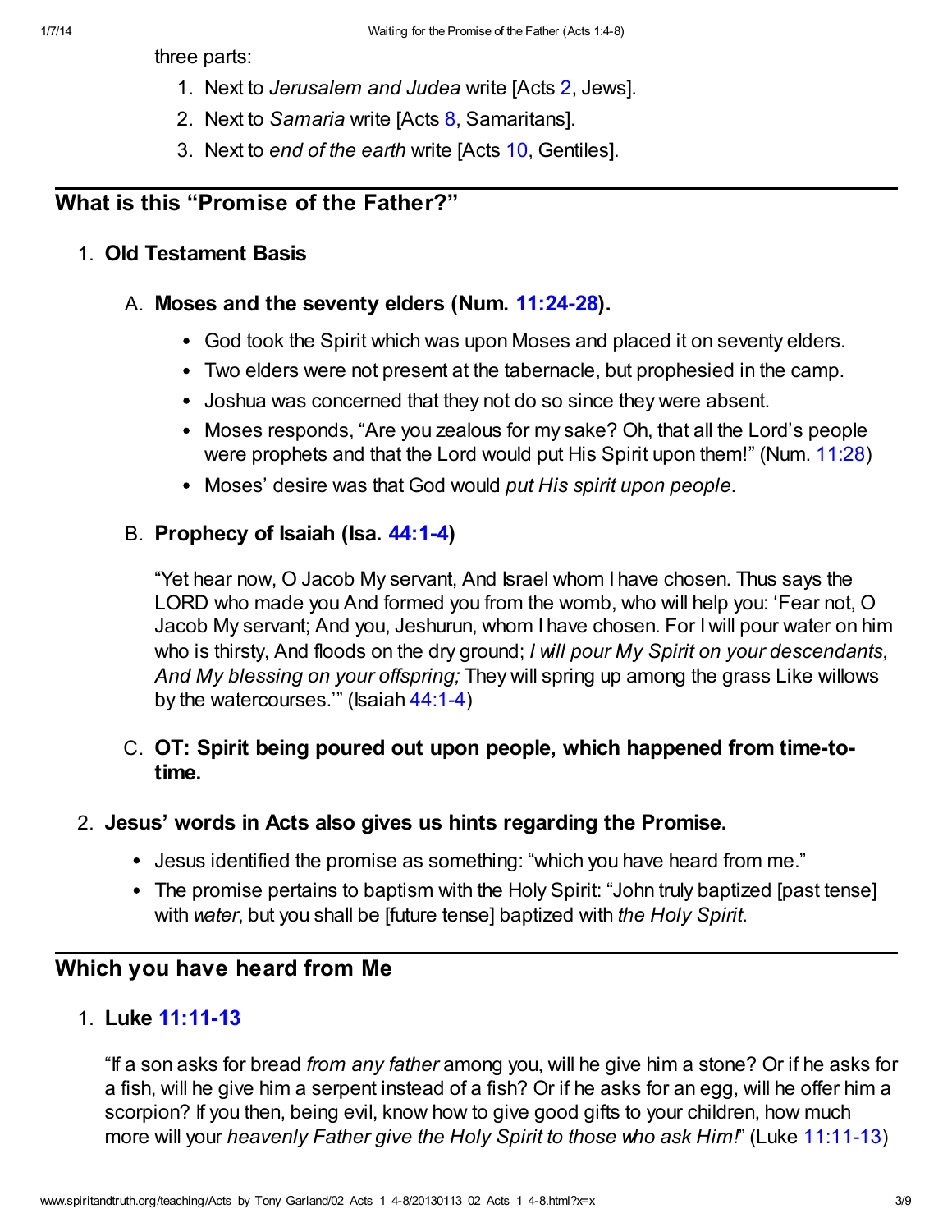three parts:

1. Next to *Jerusalem and Judea* write [Acts 2, Jews].
2. Next to *Samaria* write [Acts 8, Samaritans].
3. Next to *end of the earth* write [Acts 10, Gentiles].

## What is this "Promise of the Father?"

1. **Old Testament Basis**

   A. **Moses and the seventy elders (Num. 11:24-28).**

   - God took the Spirit which was upon Moses and placed it on seventy elders.
   - Two elders were not present at the tabernacle, but prophesied in the camp.
   - Joshua was concerned that they not do so since they were absent.
   - Moses responds, "Are you zealous for my sake? Oh, that all the Lord's people were prophets and that the Lord would put His Spirit upon them!" (Num. 11:28)
   - Moses' desire was that God would *put His spirit upon people*.

   B. **Prophecy of Isaiah (Isa. 44:1-4)**

   "Yet hear now, O Jacob My servant, And Israel whom I have chosen. Thus says the LORD who made you And formed you from the womb, who will help you: 'Fear not, O Jacob My servant; And you, Jeshurun, whom I have chosen. For I will pour water on him who is thirsty, And floods on the dry ground; *I will pour My Spirit on your descendants, And My blessing on your offspring;* They will spring up among the grass Like willows by the watercourses.'" (Isaiah 44:1-4)

   C. **OT: Spirit being poured out upon people, which happened from time-to-time.**

2. **Jesus' words in Acts also gives us hints regarding the Promise.**

   - Jesus identified the promise as something: "which you have heard from me."
   - The promise pertains to baptism with the Holy Spirit: "John truly baptized [past tense] with *water*, but you shall be [future tense] baptized with *the Holy Spirit*.

## Which you have heard from Me

1. **Luke 11:11-13**

   "If a son asks for bread *from any father* among you, will he give him a stone? Or if he asks for a fish, will he give him a serpent instead of a fish? Or if he asks for an egg, will he offer him a scorpion? If you then, being evil, know how to give good gifts to your children, how much more will your *heavenly Father give the Holy Spirit to those who ask Him!*" (Luke 11:11-13)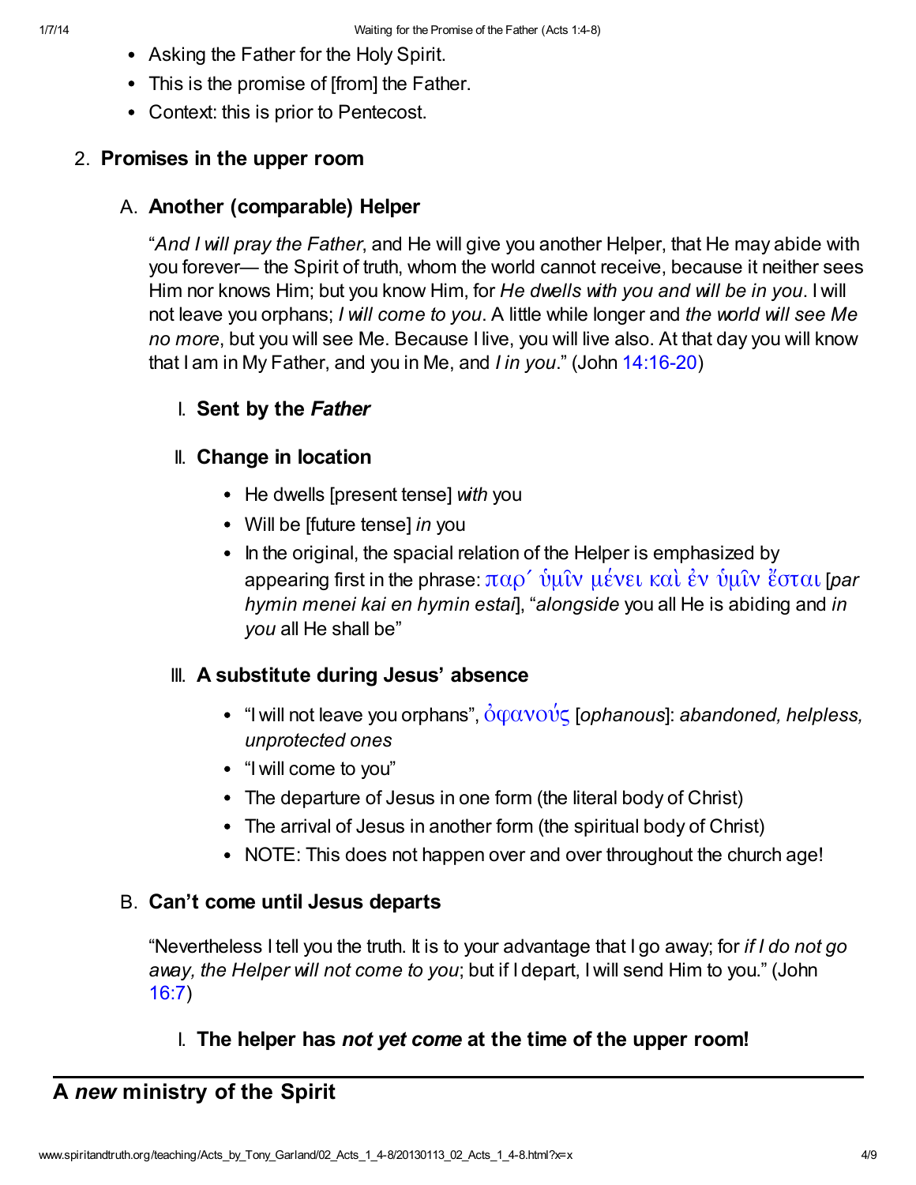- Asking the Father for the Holy Spirit.
- This is the promise of [from] the Father.
- Context: this is prior to Pentecost.

2. **Promises in the upper room**

   A. **Another (comparable) Helper**

   “*And I will pray the Father*, and He will give you another Helper, that He may abide with you forever— the Spirit of truth, whom the world cannot receive, because it neither sees Him nor knows Him; but you know Him, for *He dwells with you and will be in you*. I will not leave you orphans; *I will come to you*. A little while longer and *the world will see Me no more*, but you will see Me. Because I live, you will live also. At that day you will know that I am in My Father, and you in Me, and *I in you*.” (John 14:16-20)

   I. **Sent by the *Father***

   II. **Change in location**

   - He dwells [present tense] *with* you
   - Will be [future tense] *in* you
   - In the original, the spacial relation of the Helper is emphasized by appearing first in the phrase: παρ´ ὑμῖν μένει καὶ ἐν ὑμῖν ἔσται [*par hymin menei kai en hymin estai*], “*alongside* you all He is abiding and *in you* all He shall be”

   III. **A substitute during Jesus’ absence**

   - “I will not leave you orphans”, ὀφανούς [*ophanous*]: *abandoned, helpless, unprotected ones*
   - “I will come to you”
   - The departure of Jesus in one form (the literal body of Christ)
   - The arrival of Jesus in another form (the spiritual body of Christ)
   - NOTE: This does not happen over and over throughout the church age!

   B. **Can’t come until Jesus departs**

   “Nevertheless I tell you the truth. It is to your advantage that I go away; for *if I do not go away, the Helper will not come to you*; but if I depart, I will send Him to you.” (John 16:7)

   I. **The helper has *not yet come* at the time of the upper room!**

## A *new* ministry of the Spirit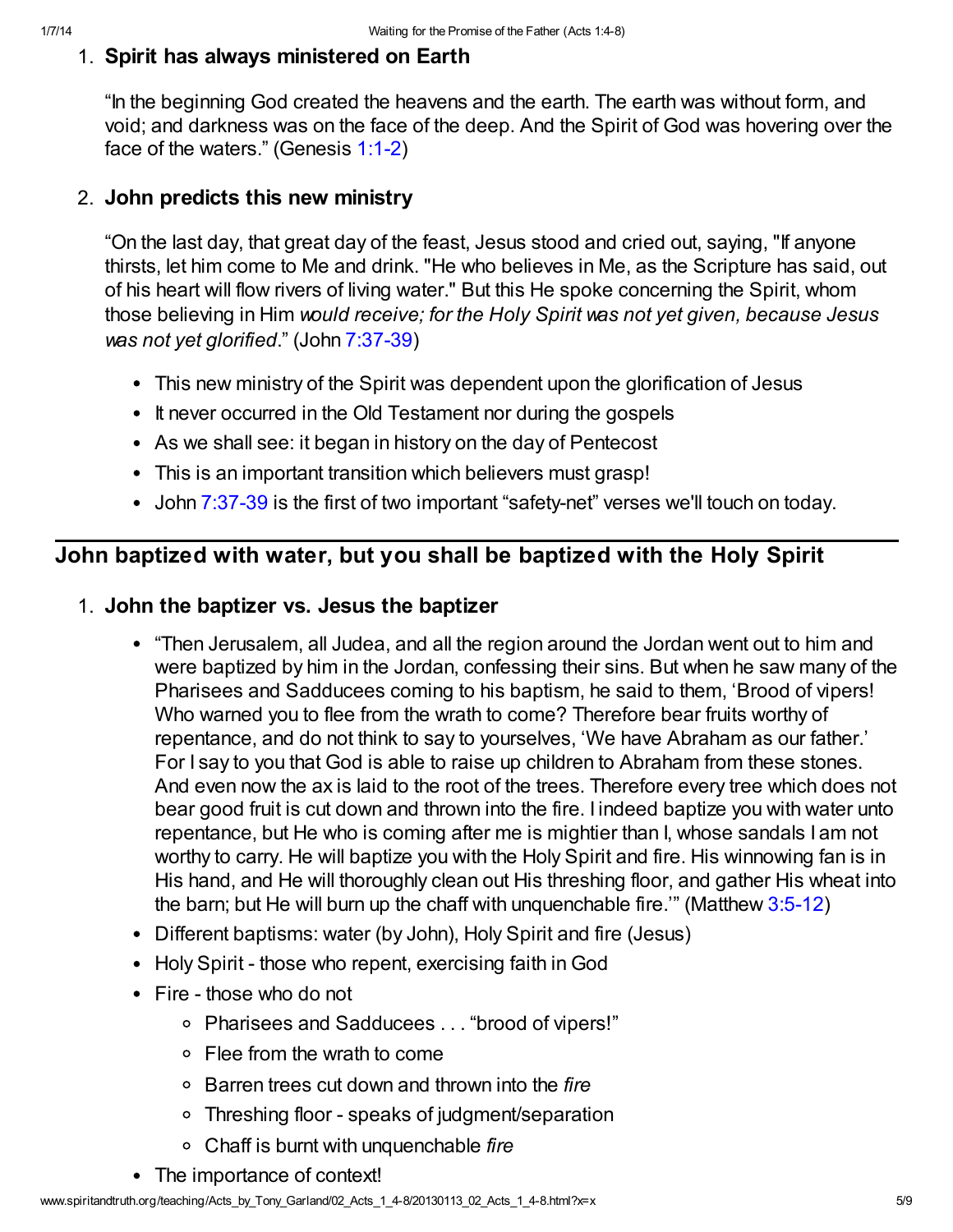1. **Spirit has always ministered on Earth**

   "In the beginning God created the heavens and the earth. The earth was without form, and void; and darkness was on the face of the deep. And the Spirit of God was hovering over the face of the waters." (Genesis 1:1-2)

2. **John predicts this new ministry**

   "On the last day, that great day of the feast, Jesus stood and cried out, saying, "If anyone thirsts, let him come to Me and drink. "He who believes in Me, as the Scripture has said, out of his heart will flow rivers of living water." But this He spoke concerning the Spirit, whom those believing in Him *would receive; for the Holy Spirit was not yet given, because Jesus was not yet glorified*." (John 7:37-39)

   - This new ministry of the Spirit was dependent upon the glorification of Jesus
   - It never occurred in the Old Testament nor during the gospels
   - As we shall see: it began in history on the day of Pentecost
   - This is an important transition which believers must grasp!
   - John 7:37-39 is the first of two important "safety-net" verses we'll touch on today.

## John baptized with water, but you shall be baptized with the Holy Spirit

1. **John the baptizer vs. Jesus the baptizer**

   - "Then Jerusalem, all Judea, and all the region around the Jordan went out to him and were baptized by him in the Jordan, confessing their sins. But when he saw many of the Pharisees and Sadducees coming to his baptism, he said to them, 'Brood of vipers! Who warned you to flee from the wrath to come? Therefore bear fruits worthy of repentance, and do not think to say to yourselves, 'We have Abraham as our father.' For I say to you that God is able to raise up children to Abraham from these stones. And even now the ax is laid to the root of the trees. Therefore every tree which does not bear good fruit is cut down and thrown into the fire. I indeed baptize you with water unto repentance, but He who is coming after me is mightier than I, whose sandals I am not worthy to carry. He will baptize you with the Holy Spirit and fire. His winnowing fan is in His hand, and He will thoroughly clean out His threshing floor, and gather His wheat into the barn; but He will burn up the chaff with unquenchable fire.'" (Matthew 3:5-12)
   - Different baptisms: water (by John), Holy Spirit and fire (Jesus)
   - Holy Spirit - those who repent, exercising faith in God
   - Fire - those who do not
     - Pharisees and Sadducees . . . "brood of vipers!"
     - Flee from the wrath to come
     - Barren trees cut down and thrown into the *fire*
     - Threshing floor - speaks of judgment/separation
     - Chaff is burnt with unquenchable *fire*
   - The importance of context!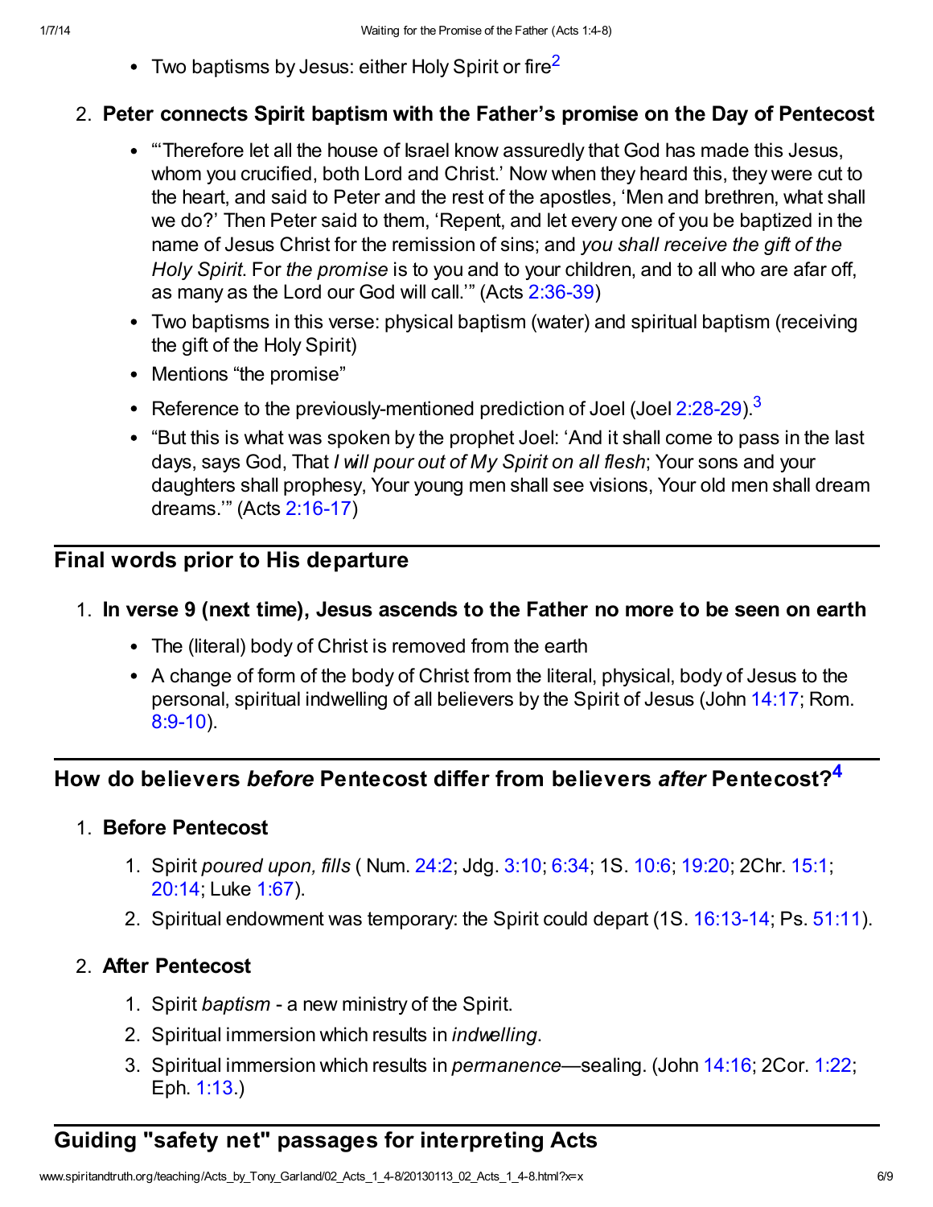- Two baptisms by Jesus: either Holy Spirit or fire[2]

2. **Peter connects Spirit baptism with the Father's promise on the Day of Pentecost**

    - "'Therefore let all the house of Israel know assuredly that God has made this Jesus, whom you crucified, both Lord and Christ.' Now when they heard this, they were cut to the heart, and said to Peter and the rest of the apostles, 'Men and brethren, what shall we do?' Then Peter said to them, 'Repent, and let every one of you be baptized in the name of Jesus Christ for the remission of sins; and *you shall receive the gift of the Holy Spirit*. For *the promise* is to you and to your children, and to all who are afar off, as many as the Lord our God will call.'" (Acts 2:36-39)
    - Two baptisms in this verse: physical baptism (water) and spiritual baptism (receiving the gift of the Holy Spirit)
    - Mentions "the promise"
    - Reference to the previously-mentioned prediction of Joel (Joel 2:28-29).[3]
    - "But this is what was spoken by the prophet Joel: 'And it shall come to pass in the last days, says God, That *I will pour out of My Spirit on all flesh*; Your sons and your daughters shall prophesy, Your young men shall see visions, Your old men shall dream dreams.'" (Acts 2:16-17)

## Final words prior to His departure

1. **In verse 9 (next time), Jesus ascends to the Father no more to be seen on earth**

    - The (literal) body of Christ is removed from the earth
    - A change of form of the body of Christ from the literal, physical, body of Jesus to the personal, spiritual indwelling of all believers by the Spirit of Jesus (John 14:17; Rom. 8:9-10).

## How do believers *before* Pentecost differ from believers *after* Pentecost?[4]

1. **Before Pentecost**

    1. Spirit *poured upon, fills* ( Num. 24:2; Jdg. 3:10; 6:34; 1S. 10:6; 19:20; 2Chr. 15:1; 20:14; Luke 1:67).
    2. Spiritual endowment was temporary: the Spirit could depart (1S. 16:13-14; Ps. 51:11).

2. **After Pentecost**

    1. Spirit *baptism* - a new ministry of the Spirit.
    2. Spiritual immersion which results in *indwelling*.
    3. Spiritual immersion which results in *permanence*—sealing. (John 14:16; 2Cor. 1:22; Eph. 1:13.)

## Guiding "safety net" passages for interpreting Acts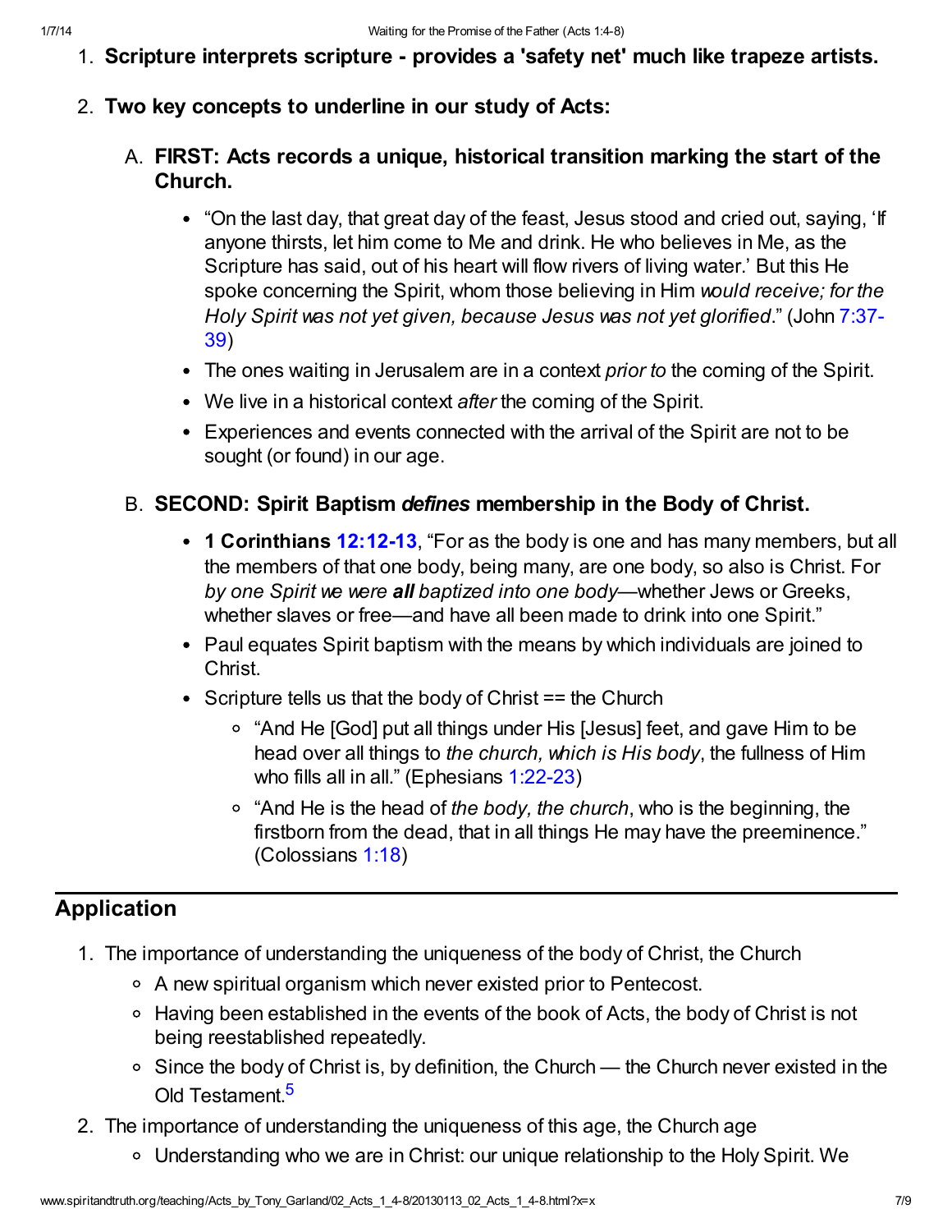1. **Scripture interprets scripture - provides a 'safety net' much like trapeze artists.**
2. **Two key concepts to underline in our study of Acts:**
    A. **FIRST: Acts records a unique, historical transition marking the start of the Church.**
        - "On the last day, that great day of the feast, Jesus stood and cried out, saying, 'If anyone thirsts, let him come to Me and drink. He who believes in Me, as the Scripture has said, out of his heart will flow rivers of living water.' But this He spoke concerning the Spirit, whom those believing in Him *would receive; for the Holy Spirit was not yet given, because Jesus was not yet glorified*." (John 7:37-39)
        - The ones waiting in Jerusalem are in a context *prior to* the coming of the Spirit.
        - We live in a historical context *after* the coming of the Spirit.
        - Experiences and events connected with the arrival of the Spirit are not to be sought (or found) in our age.

    B. **SECOND: Spirit Baptism *defines* membership in the Body of Christ.**
        - **1 Corinthians 12:12-13**, "For as the body is one and has many members, but all the members of that one body, being many, are one body, so also is Christ. For *by one Spirit we were **all** baptized into one body*—whether Jews or Greeks, whether slaves or free—and have all been made to drink into one Spirit."
        - Paul equates Spirit baptism with the means by which individuals are joined to Christ.
        - Scripture tells us that the body of Christ == the Church
            - "And He [God] put all things under His [Jesus] feet, and gave Him to be head over all things to *the church, which is His body*, the fullness of Him who fills all in all." (Ephesians 1:22-23)
            - "And He is the head of *the body, the church*, who is the beginning, the firstborn from the dead, that in all things He may have the preeminence." (Colossians 1:18)

---

## Application

1. The importance of understanding the uniqueness of the body of Christ, the Church
    - A new spiritual organism which never existed prior to Pentecost.
    - Having been established in the events of the book of Acts, the body of Christ is not being reestablished repeatedly.
    - Since the body of Christ is, by definition, the Church — the Church never existed in the Old Testament.[5]
2. The importance of understanding the uniqueness of this age, the Church age
    - Understanding who we are in Christ: our unique relationship to the Holy Spirit. We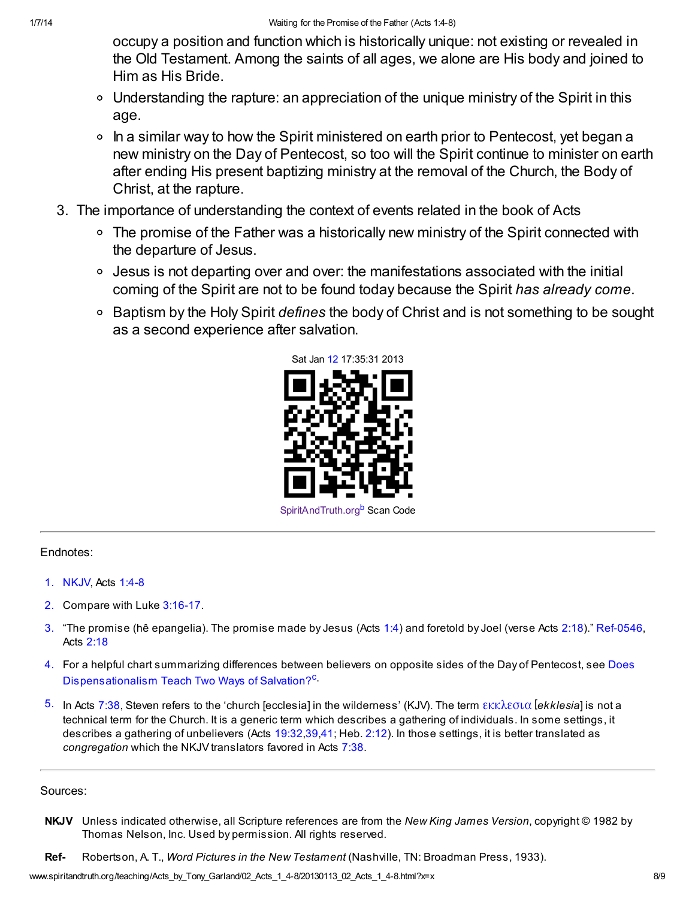occupy a position and function which is historically unique: not existing or revealed in the Old Testament. Among the saints of all ages, we alone are His body and joined to Him as His Bride.

- Understanding the rapture: an appreciation of the unique ministry of the Spirit in this age.
- In a similar way to how the Spirit ministered on earth prior to Pentecost, yet began a new ministry on the Day of Pentecost, so too will the Spirit continue to minister on earth after ending His present baptizing ministry at the removal of the Church, the Body of Christ, at the rapture.

3. The importance of understanding the context of events related in the book of Acts
   - The promise of the Father was a historically new ministry of the Spirit connected with the departure of Jesus.
   - Jesus is not departing over and over: the manifestations associated with the initial coming of the Spirit are not to be found today because the Spirit *has already come*.
   - Baptism by the Holy Spirit *defines* the body of Christ and is not something to be sought as a second experience after salvation.

Sat Jan 12 17:35:31 2013

SpiritAndTruth.org[b] Scan Code

---

Endnotes:

1. NKJV, Acts 1:4-8
2. Compare with Luke 3:16-17.
3. "The promise (hê epangelia). The promise made by Jesus (Acts 1:4) and foretold by Joel (verse Acts 2:18)." Ref-0546, Acts 2:18
4. For a helpful chart summarizing differences between believers on opposite sides of the Day of Pentecost, see Does Dispensationalism Teach Two Ways of Salvation?[c].
5. In Acts 7:38, Steven refers to the 'church [ecclesia] in the wilderness' (KJV). The term εκκλεσια [*ekklesia*] is not a technical term for the Church. It is a generic term which describes a gathering of individuals. In some settings, it describes a gathering of unbelievers (Acts 19:32,39,41; Heb. 2:12). In those settings, it is better translated as *congregation* which the NKJV translators favored in Acts 7:38.

---

Sources:

**NKJV** Unless indicated otherwise, all Scripture references are from the *New King James Version*, copyright © 1982 by Thomas Nelson, Inc. Used by permission. All rights reserved.

**Ref-** Robertson, A. T., *Word Pictures in the New Testament* (Nashville, TN: Broadman Press, 1933).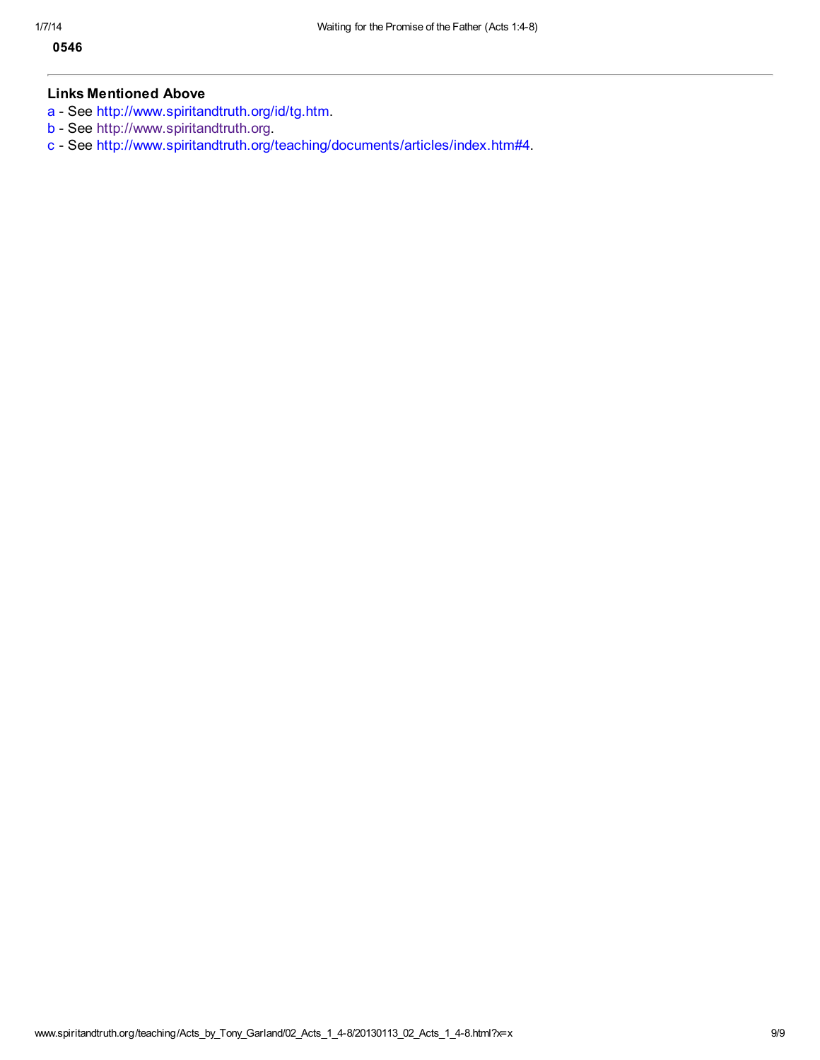**0546**

---

### Links Mentioned Above

a - See http://www.spiritandtruth.org/id/tg.htm.
b - See http://www.spiritandtruth.org.
c - See http://www.spiritandtruth.org/teaching/documents/articles/index.htm#4.